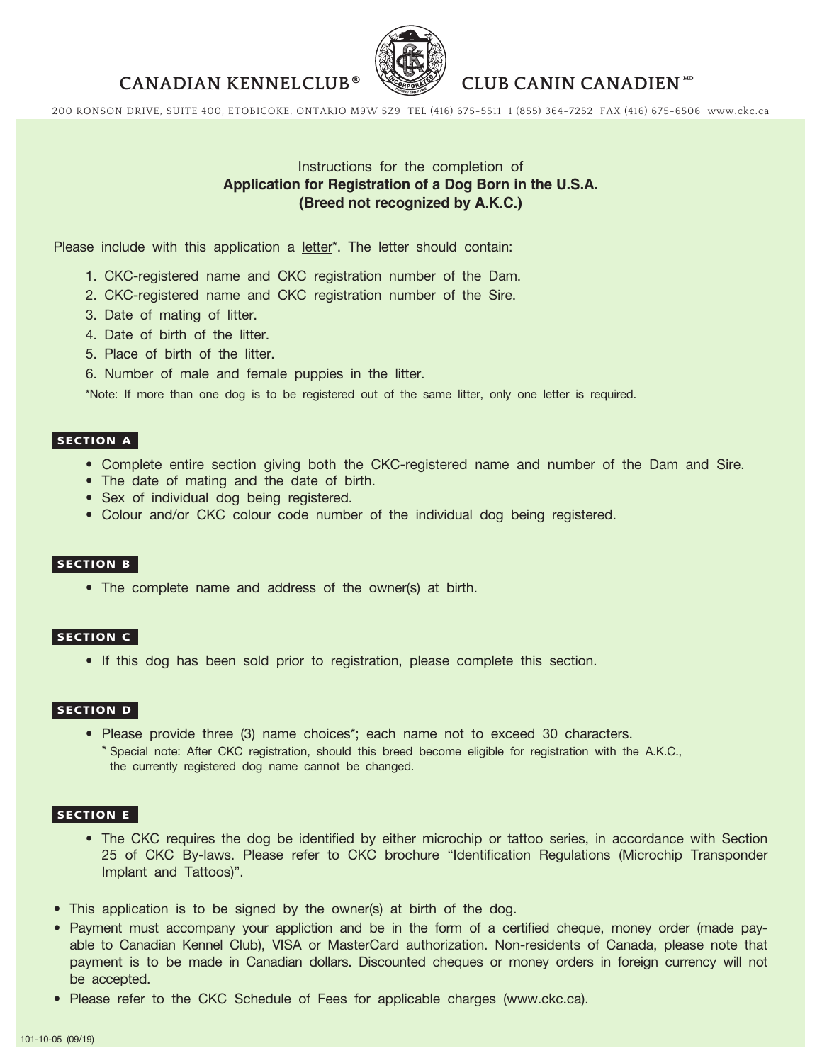# CANADIAN KENNEL CLUB® CLUB CANIN CANADIEN MD

200 RONSON DRIVE, SUITE 400, ETOBICOKE, ONTARIO M9W 5Z9 TEL (416) 675-5511 1 (855) 364-7252 FAX (416) 675-6506 www.ckc.ca

Instructions for the completion of
**Application for Registration of a Dog Born in the U.S.A.**
**(Breed not recognized by A.K.C.)**

Please include with this application a letter*. The letter should contain:

1. CKC-registered name and CKC registration number of the Dam.
2. CKC-registered name and CKC registration number of the Sire.
3. Date of mating of litter.
4. Date of birth of the litter.
5. Place of birth of the litter.
6. Number of male and female puppies in the litter.

*Note: If more than one dog is to be registered out of the same litter, only one letter is required.

## SECTION A

- Complete entire section giving both the CKC-registered name and number of the Dam and Sire.
- The date of mating and the date of birth.
- Sex of individual dog being registered.
- Colour and/or CKC colour code number of the individual dog being registered.

## SECTION B

- The complete name and address of the owner(s) at birth.

## SECTION C

- If this dog has been sold prior to registration, please complete this section.

## SECTION D

- Please provide three (3) name choices*; each name not to exceed 30 characters.
  * Special note: After CKC registration, should this breed become eligible for registration with the A.K.C., the currently registered dog name cannot be changed.

## SECTION E

- The CKC requires the dog be identified by either microchip or tattoo series, in accordance with Section 25 of CKC By-laws. Please refer to CKC brochure "Identification Regulations (Microchip Transponder Implant and Tattoos)".

- This application is to be signed by the owner(s) at birth of the dog.
- Payment must accompany your appliction and be in the form of a certified cheque, money order (made payable to Canadian Kennel Club), VISA or MasterCard authorization. Non-residents of Canada, please note that payment is to be made in Canadian dollars. Discounted cheques or money orders in foreign currency will not be accepted.
- Please refer to the CKC Schedule of Fees for applicable charges (www.ckc.ca).

101-10-05 (09/19)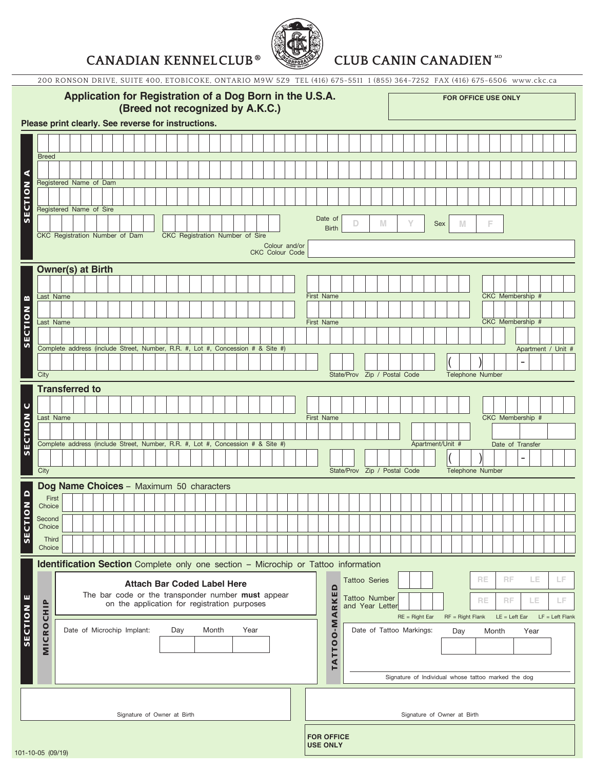# CANADIAN KENNEL CLUB® CLUB CANIN CANADIEN MD

200 RONSON DRIVE, SUITE 400, ETOBICOKE, ONTARIO M9W 5Z9 TEL (416) 675-5511 1 (855) 364-7252 FAX (416) 675-6506 www.ckc.ca

## Application for Registration of a Dog Born in the U.S.A. (Breed not recognized by A.K.C.)

FOR OFFICE USE ONLY

**Please print clearly. See reverse for instructions.**

### SECTION A

Breed

Registered Name of Dam

Registered Name of Sire

CKC Registration Number of Dam

CKC Registration Number of Sire

Date of Birth D M Y

Sex M F

Colour and/or CKC Colour Code

### SECTION B

**Owner(s) at Birth**

Last Name | First Name | CKC Membership #

Last Name | First Name | CKC Membership #

Complete address (include Street, Number, R.R. #, Lot #, Concession # & Site #) | Apartment / Unit #

City | State/Prov | Zip / Postal Code | Telephone Number ( ) -

### SECTION C

**Transferred to**

Last Name | First Name | CKC Membership #

Complete address (include Street, Number, R.R. #, Lot #, Concession # & Site #) | Apartment/Unit # | Date of Transfer

City | State/Prov | Zip / Postal Code | Telephone Number ( ) -

### SECTION D

**Dog Name Choices** – Maximum 50 characters

First Choice

Second Choice

Third Choice

### SECTION E

**Identification Section** Complete only one section – Microchip or Tattoo information

**MICROCHIP**

**Attach Bar Coded Label Here**

The bar code or the transponder number **must** appear on the application for registration purposes

Date of Microchip Implant: Day Month Year

**TATTOO-MARKED**

Tattoo Series RE RF LE LF

Tattoo Number and Year Letter RE RF LE LF

RE = Right Ear RF = Right Flank LE = Left Ear LF = Left Flank

Date of Tattoo Markings: Day Month Year

Signature of Individual whose tattoo marked the dog

Signature of Owner at Birth

Signature of Owner at Birth

FOR OFFICE USE ONLY

101-10-05 (09/19)